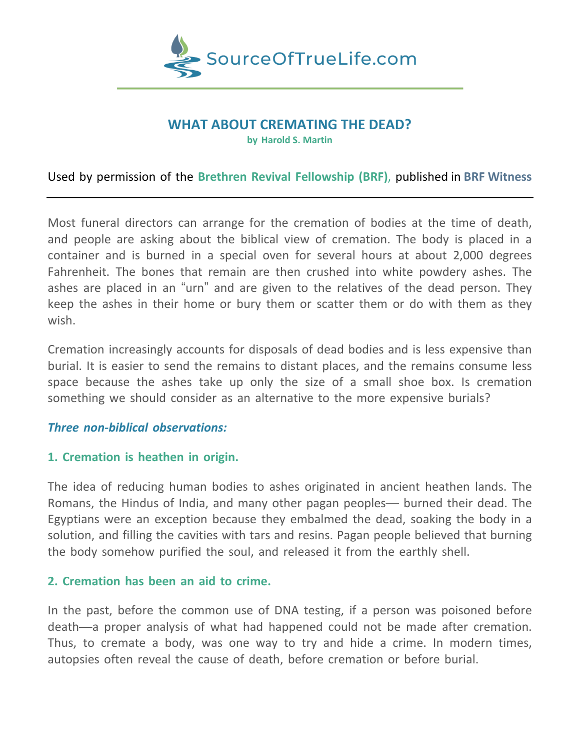SourceOfTrueLife.com

# WHAT ABOUT CREMATING THE DEAD?

**by Harold S. Martin**

Used by permission of the **Brethren Revival Fellowship (BRF)**, published in **BRF Witness**

---

Most funeral directors can arrange for the cremation of bodies at the time of death, and people are asking about the biblical view of cremation. The body is placed in a container and is burned in a special oven for several hours at about 2,000 degrees Fahrenheit. The bones that remain are then crushed into white powdery ashes. The ashes are placed in an "urn" and are given to the relatives of the dead person. They keep the ashes in their home or bury them or scatter them or do with them as they wish.

Cremation increasingly accounts for disposals of dead bodies and is less expensive than burial. It is easier to send the remains to distant places, and the remains consume less space because the ashes take up only the size of a small shoe box. Is cremation something we should consider as an alternative to the more expensive burials?

### *Three non-biblical observations:*

### 1. Cremation is heathen in origin.

The idea of reducing human bodies to ashes originated in ancient heathen lands. The Romans, the Hindus of India, and many other pagan peoples— burned their dead. The Egyptians were an exception because they embalmed the dead, soaking the body in a solution, and filling the cavities with tars and resins. Pagan people believed that burning the body somehow purified the soul, and released it from the earthly shell.

### 2. Cremation has been an aid to crime.

In the past, before the common use of DNA testing, if a person was poisoned before death—a proper analysis of what had happened could not be made after cremation. Thus, to cremate a body, was one way to try and hide a crime. In modern times, autopsies often reveal the cause of death, before cremation or before burial.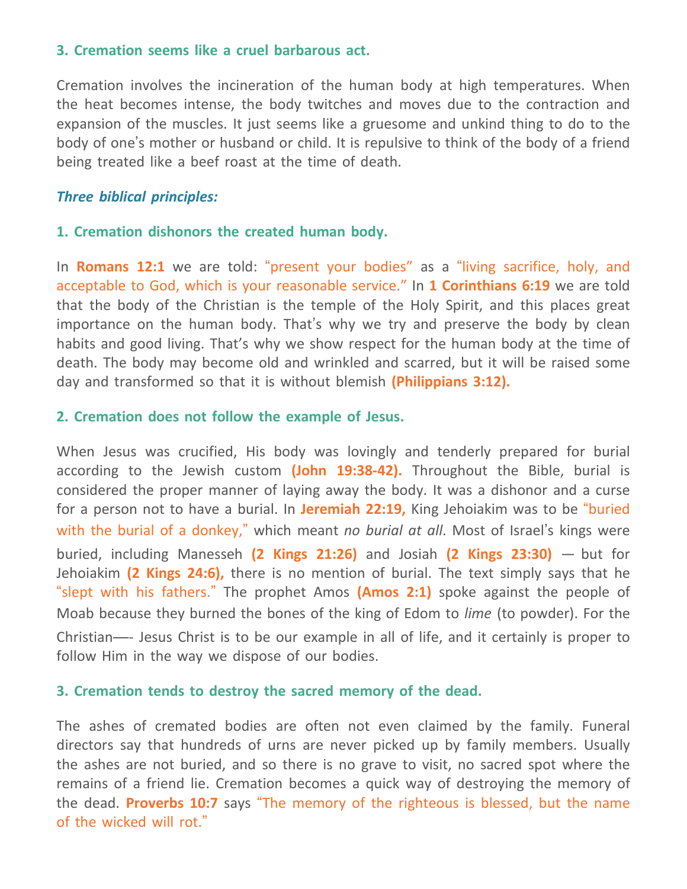### 3. Cremation seems like a cruel barbarous act.

Cremation involves the incineration of the human body at high temperatures. When the heat becomes intense, the body twitches and moves due to the contraction and expansion of the muscles. It just seems like a gruesome and unkind thing to do to the body of one's mother or husband or child. It is repulsive to think of the body of a friend being treated like a beef roast at the time of death.

## *Three biblical principles:*

### 1. Cremation dishonors the created human body.

In **Romans 12:1** we are told: "present your bodies" as a "living sacrifice, holy, and acceptable to God, which is your reasonable service." In **1 Corinthians 6:19** we are told that the body of the Christian is the temple of the Holy Spirit, and this places great importance on the human body. That's why we try and preserve the body by clean habits and good living. That's why we show respect for the human body at the time of death. The body may become old and wrinkled and scarred, but it will be raised some day and transformed so that it is without blemish **(Philippians 3:12).**

### 2. Cremation does not follow the example of Jesus.

When Jesus was crucified, His body was lovingly and tenderly prepared for burial according to the Jewish custom **(John 19:38-42).** Throughout the Bible, burial is considered the proper manner of laying away the body. It was a dishonor and a curse for a person not to have a burial. In **Jeremiah 22:19,** King Jehoiakim was to be "buried with the burial of a donkey," which meant *no burial at all*. Most of Israel's kings were buried, including Manesseh **(2 Kings 21:26)** and Josiah **(2 Kings 23:30)** — but for Jehoiakim **(2 Kings 24:6),** there is no mention of burial. The text simply says that he "slept with his fathers." The prophet Amos **(Amos 2:1)** spoke against the people of Moab because they burned the bones of the king of Edom to *lime* (to powder). For the Christian—- Jesus Christ is to be our example in all of life, and it certainly is proper to follow Him in the way we dispose of our bodies.

### 3. Cremation tends to destroy the sacred memory of the dead.

The ashes of cremated bodies are often not even claimed by the family. Funeral directors say that hundreds of urns are never picked up by family members. Usually the ashes are not buried, and so there is no grave to visit, no sacred spot where the remains of a friend lie. Cremation becomes a quick way of destroying the memory of the dead. **Proverbs 10:7** says "The memory of the righteous is blessed, but the name of the wicked will rot."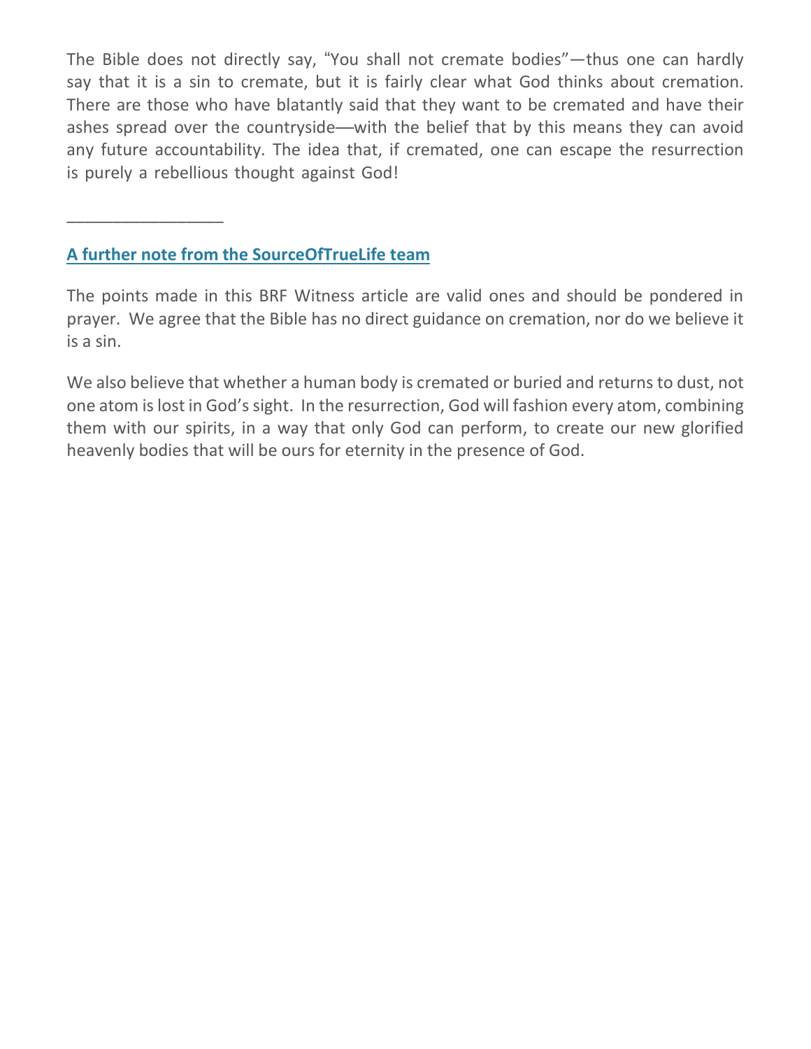The Bible does not directly say, "You shall not cremate bodies"—thus one can hardly say that it is a sin to cremate, but it is fairly clear what God thinks about cremation. There are those who have blatantly said that they want to be cremated and have their ashes spread over the countryside—with the belief that by this means they can avoid any future accountability. The idea that, if cremated, one can escape the resurrection is purely a rebellious thought against God!

_________________

**A further note from the SourceOfTrueLife team**

The points made in this BRF Witness article are valid ones and should be pondered in prayer. We agree that the Bible has no direct guidance on cremation, nor do we believe it is a sin.

We also believe that whether a human body is cremated or buried and returns to dust, not one atom is lost in God's sight. In the resurrection, God will fashion every atom, combining them with our spirits, in a way that only God can perform, to create our new glorified heavenly bodies that will be ours for eternity in the presence of God.